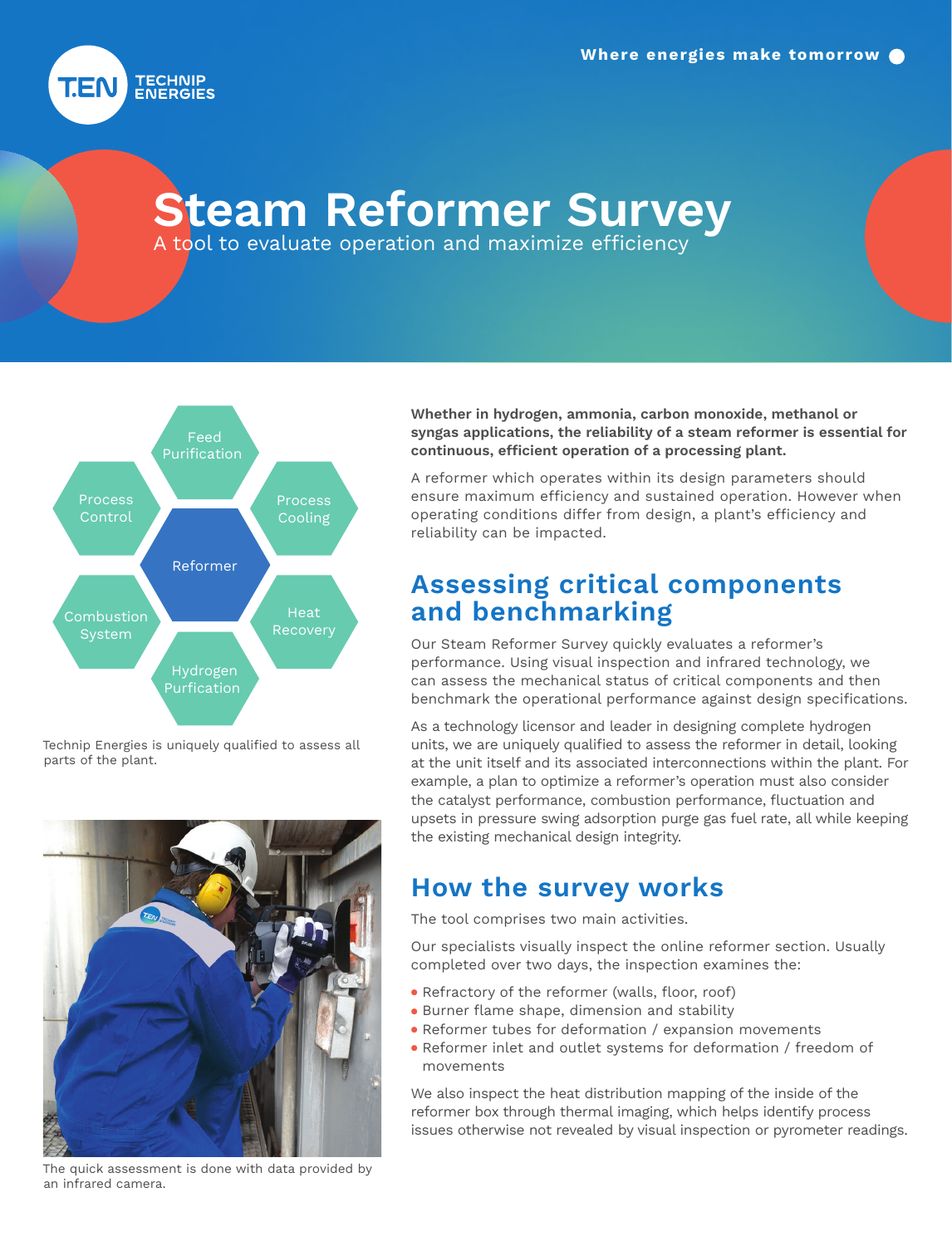# Steam Reformer Survey

A tool to evaluate operation and maximize efficiency

Feed Purification

Process Control

Process Cooling

Reformer

Combustion System

Heat Recovery

Hydrogen Purfication

Technip Energies is uniquely qualified to assess all parts of the plant.

The quick assessment is done with data provided by an infrared camera.

**Whether in hydrogen, ammonia, carbon monoxide, methanol or syngas applications, the reliability of a steam reformer is essential for continuous, efficient operation of a processing plant.**

A reformer which operates within its design parameters should ensure maximum efficiency and sustained operation. However when operating conditions differ from design, a plant's efficiency and reliability can be impacted.

## Assessing critical components and benchmarking

Our Steam Reformer Survey quickly evaluates a reformer's performance. Using visual inspection and infrared technology, we can assess the mechanical status of critical components and then benchmark the operational performance against design specifications.

As a technology licensor and leader in designing complete hydrogen units, we are uniquely qualified to assess the reformer in detail, looking at the unit itself and its associated interconnections within the plant. For example, a plan to optimize a reformer's operation must also consider the catalyst performance, combustion performance, fluctuation and upsets in pressure swing adsorption purge gas fuel rate, all while keeping the existing mechanical design integrity.

## How the survey works

The tool comprises two main activities.

Our specialists visually inspect the online reformer section. Usually completed over two days, the inspection examines the:

- Refractory of the reformer (walls, floor, roof)
- Burner flame shape, dimension and stability
- Reformer tubes for deformation / expansion movements
- Reformer inlet and outlet systems for deformation / freedom of movements

We also inspect the heat distribution mapping of the inside of the reformer box through thermal imaging, which helps identify process issues otherwise not revealed by visual inspection or pyrometer readings.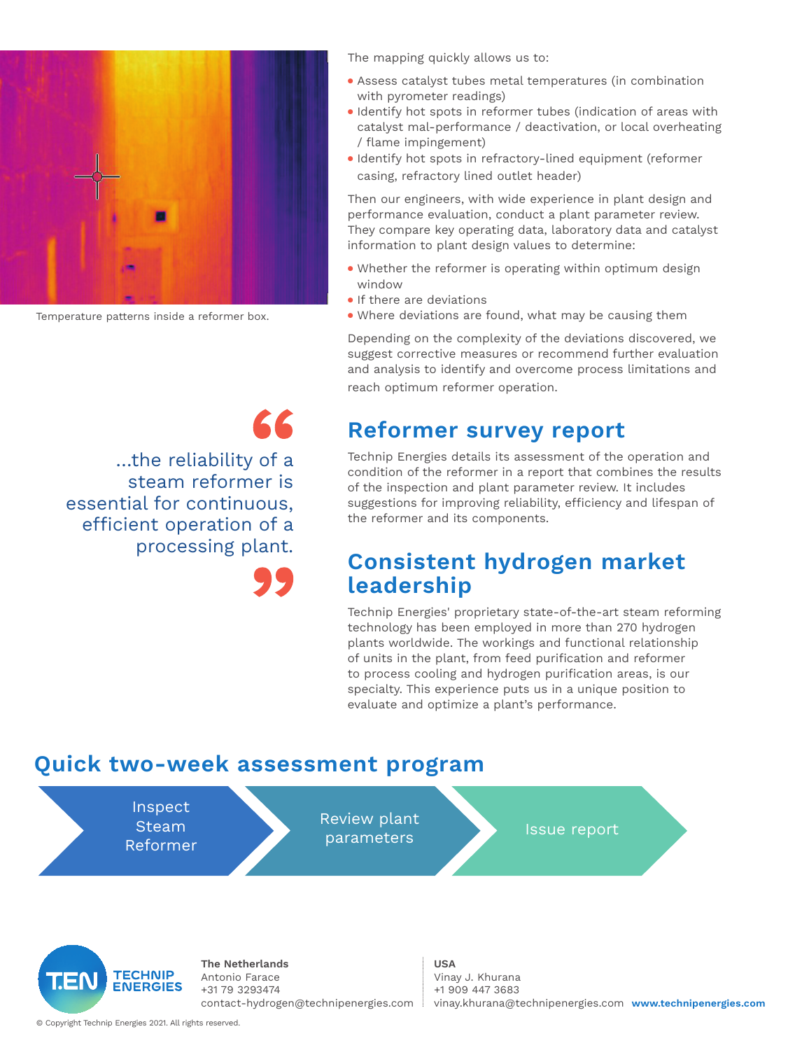Temperature patterns inside a reformer box.

The mapping quickly allows us to:

- Assess catalyst tubes metal temperatures (in combination with pyrometer readings)
- Identify hot spots in reformer tubes (indication of areas with catalyst mal-performance / deactivation, or local overheating / flame impingement)
- Identify hot spots in refractory-lined equipment (reformer casing, refractory lined outlet header)

Then our engineers, with wide experience in plant design and performance evaluation, conduct a plant parameter review. They compare key operating data, laboratory data and catalyst information to plant design values to determine:

- Whether the reformer is operating within optimum design window
- If there are deviations
- Where deviations are found, what may be causing them

Depending on the complexity of the deviations discovered, we suggest corrective measures or recommend further evaluation and analysis to identify and overcome process limitations and reach optimum reformer operation.

> "...the reliability of a steam reformer is essential for continuous, efficient operation of a processing plant."

## Reformer survey report

Technip Energies details its assessment of the operation and condition of the reformer in a report that combines the results of the inspection and plant parameter review. It includes suggestions for improving reliability, efficiency and lifespan of the reformer and its components.

## Consistent hydrogen market leadership

Technip Energies' proprietary state-of-the-art steam reforming technology has been employed in more than 270 hydrogen plants worldwide. The workings and functional relationship of units in the plant, from feed purification and reformer to process cooling and hydrogen purification areas, is our specialty. This experience puts us in a unique position to evaluate and optimize a plant's performance.

## Quick two-week assessment program

Inspect Steam Reformer → Review plant parameters → Issue report

T.EN TECHNIP ENERGIES

**The Netherlands**
Antonio Farace
+31 79 3293474
contact-hydrogen@technipenergies.com

**USA**
Vinay J. Khurana
+1 909 447 3683
vinay.khurana@technipenergies.com

**www.technipenergies.com**

© Copyright Technip Energies 2021. All rights reserved.